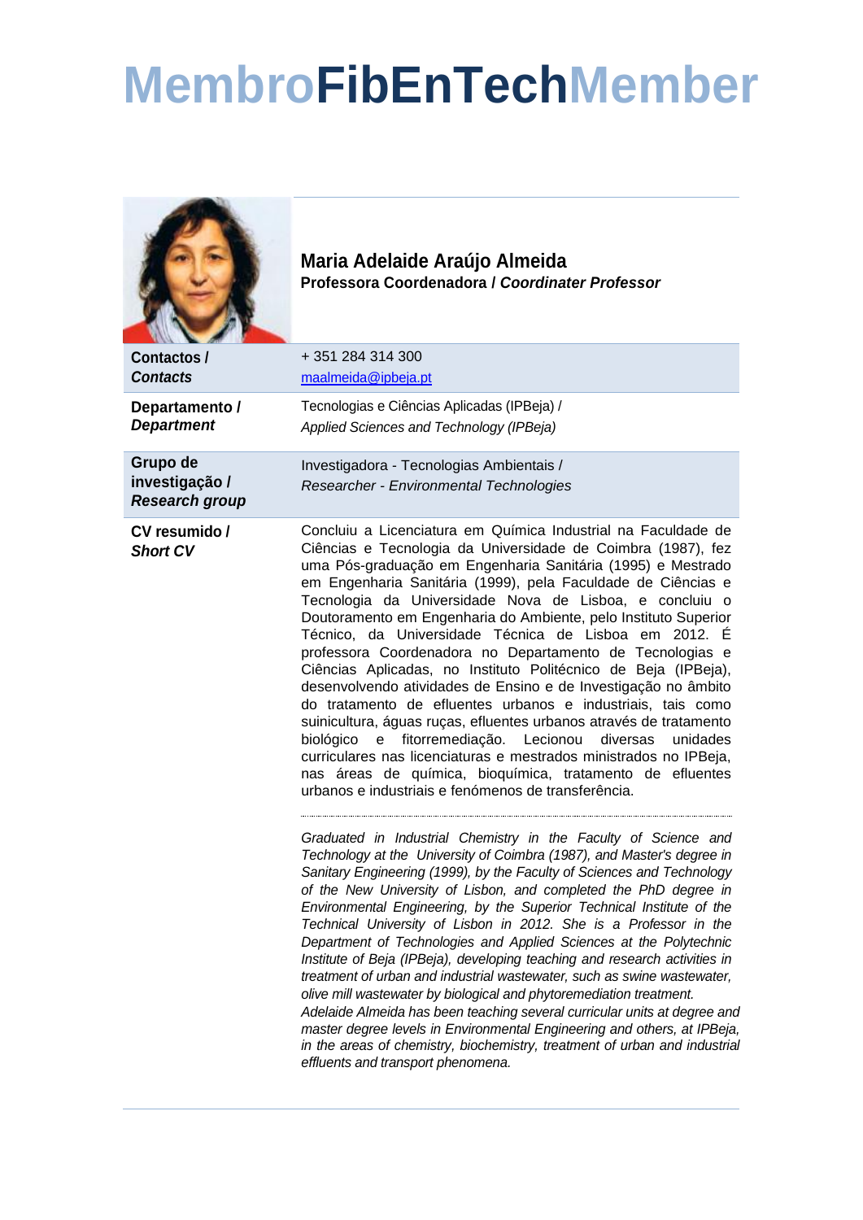# MembroFibEnTechMember

**Maria Adelaide Araújo Almeida**
**Professora Coordenadora / *Coordinater Professor***

| | |
|---|---|
| **Contactos / *Contacts*** | + 351 284 314 300<br>maalmeida@ipbeja.pt |
| **Departamento / *Department*** | Tecnologias e Ciências Aplicadas (IPBeja) /<br>*Applied Sciences and Technology (IPBeja)* |
| **Grupo de investigação / *Research group*** | Investigadora - Tecnologias Ambientais /<br>*Researcher - Environmental Technologies* |
| **CV resumido / *Short CV*** | Concluiu a Licenciatura em Química Industrial na Faculdade de Ciências e Tecnologia da Universidade de Coimbra (1987), fez uma Pós-graduação em Engenharia Sanitária (1995) e Mestrado em Engenharia Sanitária (1999), pela Faculdade de Ciências e Tecnologia da Universidade Nova de Lisboa, e concluiu o Doutoramento em Engenharia do Ambiente, pelo Instituto Superior Técnico, da Universidade Técnica de Lisboa em 2012. É professora Coordenadora no Departamento de Tecnologias e Ciências Aplicadas, no Instituto Politécnico de Beja (IPBeja), desenvolvendo atividades de Ensino e de Investigação no âmbito do tratamento de efluentes urbanos e industriais, tais como suinicultura, águas ruças, efluentes urbanos através de tratamento biológico e fitorremediação. Lecionou diversas unidades curriculares nas licenciaturas e mestrados ministrados no IPBeja, nas áreas de química, bioquímica, tratamento de efluentes urbanos e industriais e fenómenos de transferência.<br><br>*Graduated in Industrial Chemistry in the Faculty of Science and Technology at the University of Coimbra (1987), and Master's degree in Sanitary Engineering (1999), by the Faculty of Sciences and Technology of the New University of Lisbon, and completed the PhD degree in Environmental Engineering, by the Superior Technical Institute of the Technical University of Lisbon in 2012. She is a Professor in the Department of Technologies and Applied Sciences at the Polytechnic Institute of Beja (IPBeja), developing teaching and research activities in treatment of urban and industrial wastewater, such as swine wastewater, olive mill wastewater by biological and phytoremediation treatment.*<br>*Adelaide Almeida has been teaching several curricular units at degree and master degree levels in Environmental Engineering and others, at IPBeja, in the areas of chemistry, biochemistry, treatment of urban and industrial effluents and transport phenomena.* |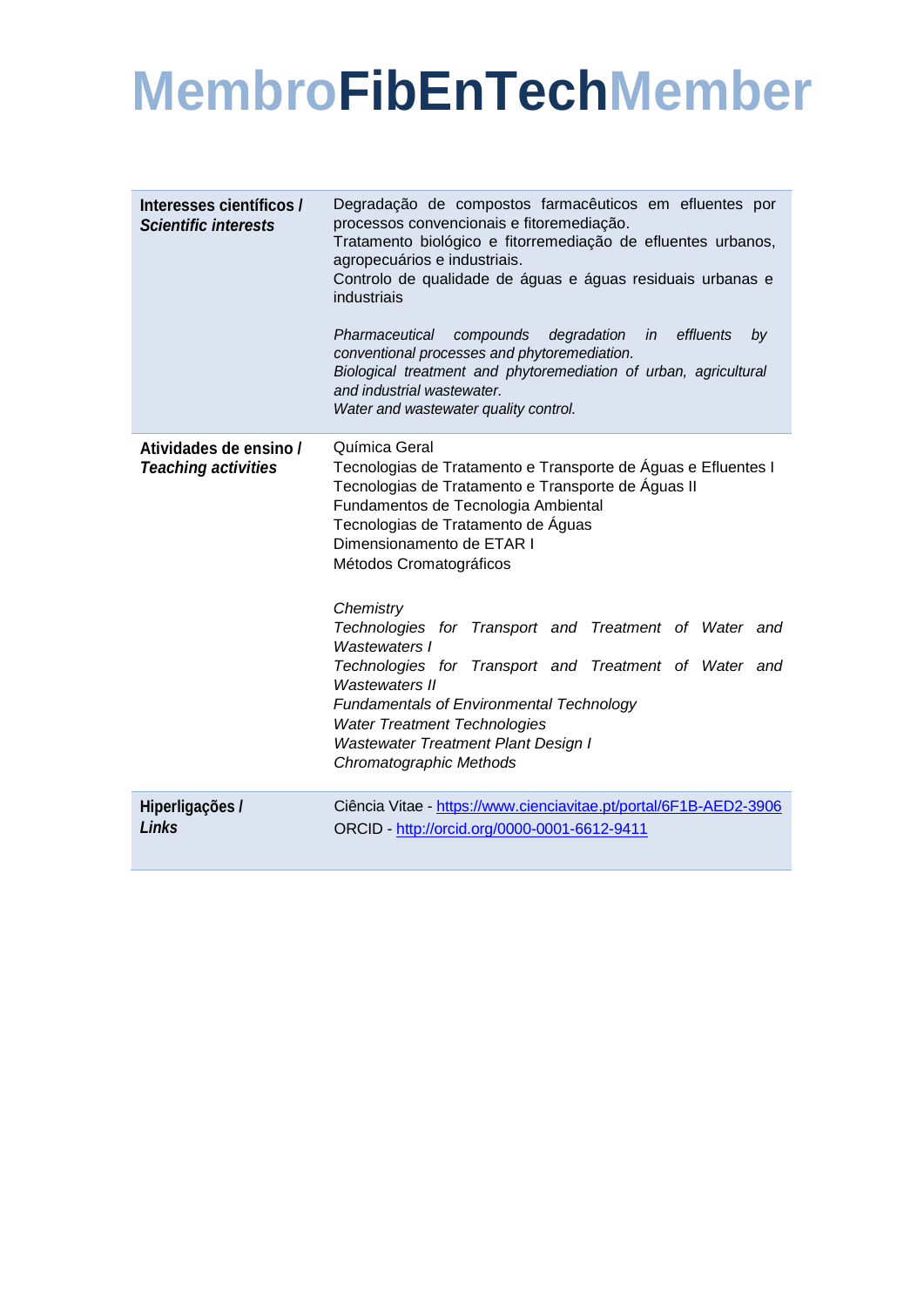# MembroFibEnTechMember

| | |
|---|---|
| **Interesses científicos /** ***Scientific interests*** | Degradação de compostos farmacêuticos em efluentes por processos convencionais e fitoremediação.<br>Tratamento biológico e fitorremediação de efluentes urbanos, agropecuários e industriais.<br>Controlo de qualidade de águas e águas residuais urbanas e industriais<br><br>*Pharmaceutical compounds degradation in effluents by conventional processes and phytoremediation.*<br>*Biological treatment and phytoremediation of urban, agricultural and industrial wastewater.*<br>*Water and wastewater quality control.* |
| **Atividades de ensino /** ***Teaching activities*** | Química Geral<br>Tecnologias de Tratamento e Transporte de Águas e Efluentes I<br>Tecnologias de Tratamento e Transporte de Águas II<br>Fundamentos de Tecnologia Ambiental<br>Tecnologias de Tratamento de Águas<br>Dimensionamento de ETAR I<br>Métodos Cromatográficos<br><br>*Chemistry*<br>*Technologies for Transport and Treatment of Water and Wastewaters I*<br>*Technologies for Transport and Treatment of Water and Wastewaters II*<br>*Fundamentals of Environmental Technology*<br>*Water Treatment Technologies*<br>*Wastewater Treatment Plant Design I*<br>*Chromatographic Methods* |
| **Hiperligações /** ***Links*** | Ciência Vitae - https://www.cienciavitae.pt/portal/6F1B-AED2-3906<br>ORCID - http://orcid.org/0000-0001-6612-9411 |